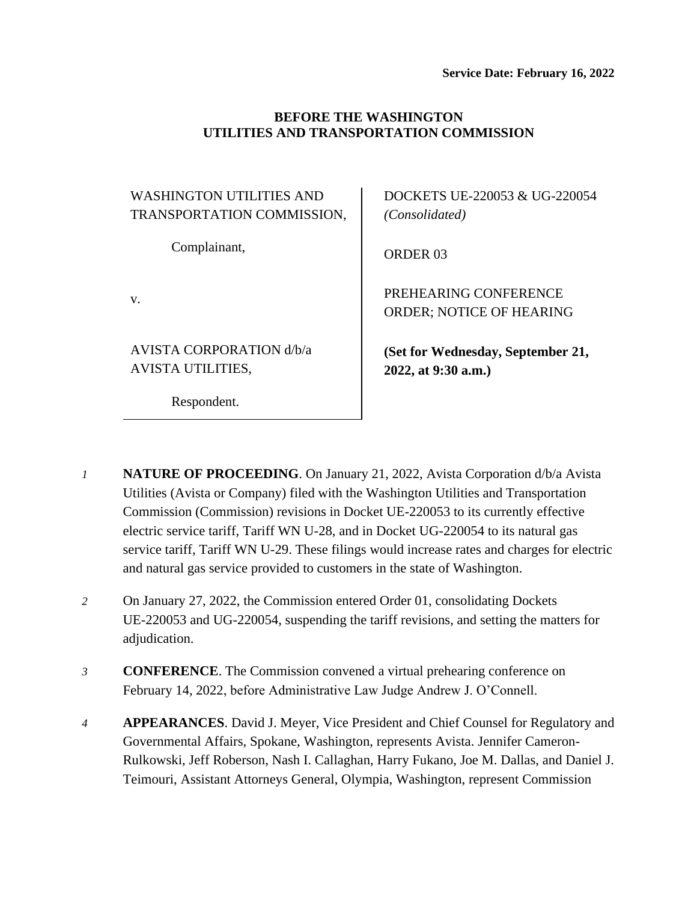**Service Date: February 16, 2022**

**BEFORE THE WASHINGTON UTILITIES AND TRANSPORTATION COMMISSION**

| | |
|---|---|
| WASHINGTON UTILITIES AND TRANSPORTATION COMMISSION,<br><br>Complainant,<br><br>v.<br><br>AVISTA CORPORATION d/b/a AVISTA UTILITIES,<br><br>Respondent. | DOCKETS UE-220053 & UG-220054 *(Consolidated)*<br><br>ORDER 03<br><br>PREHEARING CONFERENCE ORDER; NOTICE OF HEARING<br><br>**(Set for Wednesday, September 21, 2022, at 9:30 a.m.)** |

*1* **NATURE OF PROCEEDING**. On January 21, 2022, Avista Corporation d/b/a Avista Utilities (Avista or Company) filed with the Washington Utilities and Transportation Commission (Commission) revisions in Docket UE-220053 to its currently effective electric service tariff, Tariff WN U-28, and in Docket UG-220054 to its natural gas service tariff, Tariff WN U-29. These filings would increase rates and charges for electric and natural gas service provided to customers in the state of Washington.

*2* On January 27, 2022, the Commission entered Order 01, consolidating Dockets UE-220053 and UG-220054, suspending the tariff revisions, and setting the matters for adjudication.

*3* **CONFERENCE**. The Commission convened a virtual prehearing conference on February 14, 2022, before Administrative Law Judge Andrew J. O'Connell.

*4* **APPEARANCES**. David J. Meyer, Vice President and Chief Counsel for Regulatory and Governmental Affairs, Spokane, Washington, represents Avista. Jennifer Cameron-Rulkowski, Jeff Roberson, Nash I. Callaghan, Harry Fukano, Joe M. Dallas, and Daniel J. Teimouri, Assistant Attorneys General, Olympia, Washington, represent Commission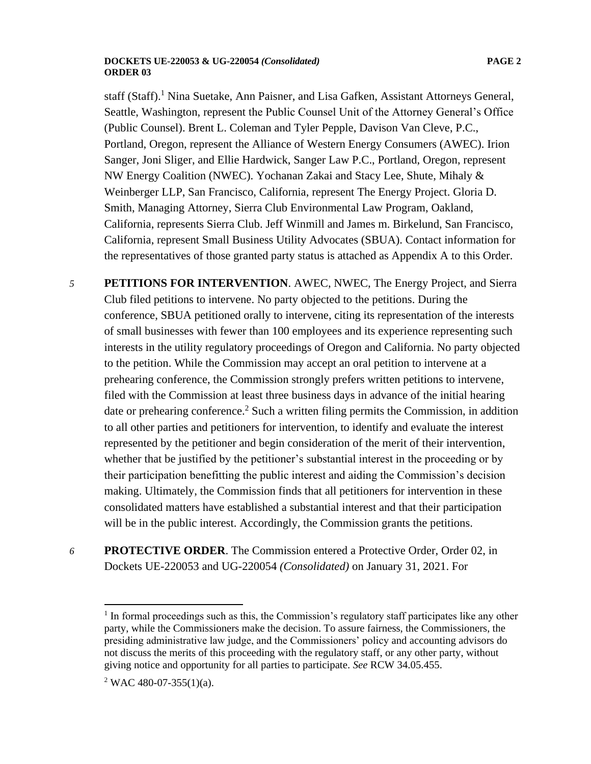staff (Staff).[1] Nina Suetake, Ann Paisner, and Lisa Gafken, Assistant Attorneys General, Seattle, Washington, represent the Public Counsel Unit of the Attorney General's Office (Public Counsel). Brent L. Coleman and Tyler Pepple, Davison Van Cleve, P.C., Portland, Oregon, represent the Alliance of Western Energy Consumers (AWEC). Irion Sanger, Joni Sliger, and Ellie Hardwick, Sanger Law P.C., Portland, Oregon, represent NW Energy Coalition (NWEC). Yochanan Zakai and Stacy Lee, Shute, Mihaly & Weinberger LLP, San Francisco, California, represent The Energy Project. Gloria D. Smith, Managing Attorney, Sierra Club Environmental Law Program, Oakland, California, represents Sierra Club. Jeff Winmill and James m. Birkelund, San Francisco, California, represent Small Business Utility Advocates (SBUA). Contact information for the representatives of those granted party status is attached as Appendix A to this Order.

*5* **PETITIONS FOR INTERVENTION**. AWEC, NWEC, The Energy Project, and Sierra Club filed petitions to intervene. No party objected to the petitions. During the conference, SBUA petitioned orally to intervene, citing its representation of the interests of small businesses with fewer than 100 employees and its experience representing such interests in the utility regulatory proceedings of Oregon and California. No party objected to the petition. While the Commission may accept an oral petition to intervene at a prehearing conference, the Commission strongly prefers written petitions to intervene, filed with the Commission at least three business days in advance of the initial hearing date or prehearing conference.[2] Such a written filing permits the Commission, in addition to all other parties and petitioners for intervention, to identify and evaluate the interest represented by the petitioner and begin consideration of the merit of their intervention, whether that be justified by the petitioner's substantial interest in the proceeding or by their participation benefitting the public interest and aiding the Commission's decision making. Ultimately, the Commission finds that all petitioners for intervention in these consolidated matters have established a substantial interest and that their participation will be in the public interest. Accordingly, the Commission grants the petitions.

*6* **PROTECTIVE ORDER**. The Commission entered a Protective Order, Order 02, in Dockets UE-220053 and UG-220054 *(Consolidated)* on January 31, 2021. For

---

[1] In formal proceedings such as this, the Commission's regulatory staff participates like any other party, while the Commissioners make the decision. To assure fairness, the Commissioners, the presiding administrative law judge, and the Commissioners' policy and accounting advisors do not discuss the merits of this proceeding with the regulatory staff, or any other party, without giving notice and opportunity for all parties to participate. *See* RCW 34.05.455.

[2] WAC 480-07-355(1)(a).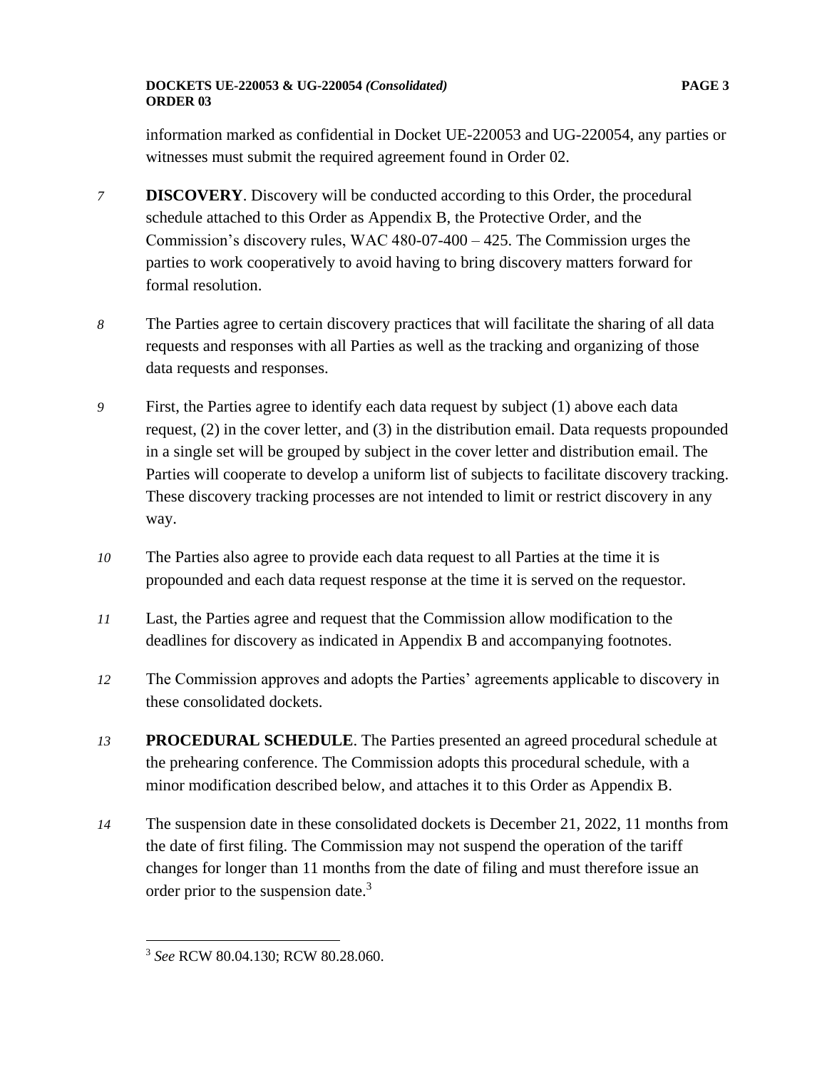information marked as confidential in Docket UE-220053 and UG-220054, any parties or witnesses must submit the required agreement found in Order 02.

*7* **DISCOVERY**. Discovery will be conducted according to this Order, the procedural schedule attached to this Order as Appendix B, the Protective Order, and the Commission's discovery rules, WAC 480-07-400 – 425. The Commission urges the parties to work cooperatively to avoid having to bring discovery matters forward for formal resolution.

*8* The Parties agree to certain discovery practices that will facilitate the sharing of all data requests and responses with all Parties as well as the tracking and organizing of those data requests and responses.

*9* First, the Parties agree to identify each data request by subject (1) above each data request, (2) in the cover letter, and (3) in the distribution email. Data requests propounded in a single set will be grouped by subject in the cover letter and distribution email. The Parties will cooperate to develop a uniform list of subjects to facilitate discovery tracking. These discovery tracking processes are not intended to limit or restrict discovery in any way.

*10* The Parties also agree to provide each data request to all Parties at the time it is propounded and each data request response at the time it is served on the requestor.

*11* Last, the Parties agree and request that the Commission allow modification to the deadlines for discovery as indicated in Appendix B and accompanying footnotes.

*12* The Commission approves and adopts the Parties' agreements applicable to discovery in these consolidated dockets.

*13* **PROCEDURAL SCHEDULE**. The Parties presented an agreed procedural schedule at the prehearing conference. The Commission adopts this procedural schedule, with a minor modification described below, and attaches it to this Order as Appendix B.

*14* The suspension date in these consolidated dockets is December 21, 2022, 11 months from the date of first filing. The Commission may not suspend the operation of the tariff changes for longer than 11 months from the date of filing and must therefore issue an order prior to the suspension date.[3]

---

[3] *See* RCW 80.04.130; RCW 80.28.060.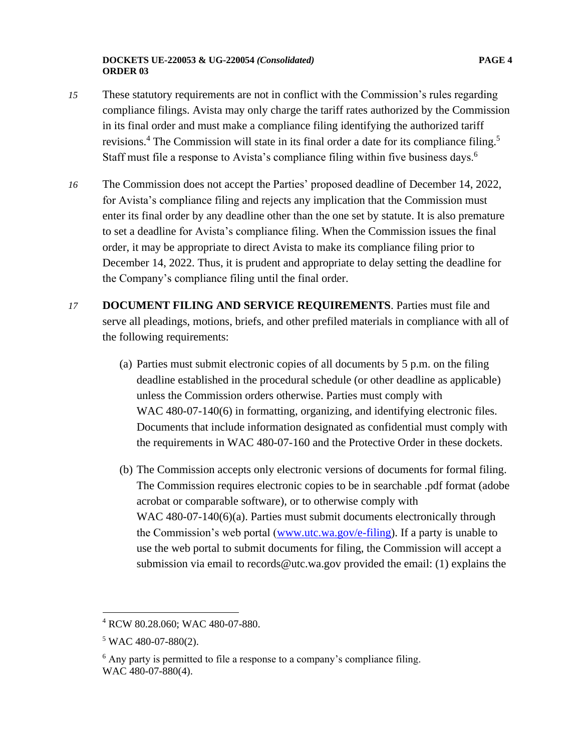*15* These statutory requirements are not in conflict with the Commission's rules regarding compliance filings. Avista may only charge the tariff rates authorized by the Commission in its final order and must make a compliance filing identifying the authorized tariff revisions.[4] The Commission will state in its final order a date for its compliance filing.[5] Staff must file a response to Avista's compliance filing within five business days.[6]

*16* The Commission does not accept the Parties' proposed deadline of December 14, 2022, for Avista's compliance filing and rejects any implication that the Commission must enter its final order by any deadline other than the one set by statute. It is also premature to set a deadline for Avista's compliance filing. When the Commission issues the final order, it may be appropriate to direct Avista to make its compliance filing prior to December 14, 2022. Thus, it is prudent and appropriate to delay setting the deadline for the Company's compliance filing until the final order.

*17* **DOCUMENT FILING AND SERVICE REQUIREMENTS**. Parties must file and serve all pleadings, motions, briefs, and other prefiled materials in compliance with all of the following requirements:

(a) Parties must submit electronic copies of all documents by 5 p.m. on the filing deadline established in the procedural schedule (or other deadline as applicable) unless the Commission orders otherwise. Parties must comply with WAC 480-07-140(6) in formatting, organizing, and identifying electronic files. Documents that include information designated as confidential must comply with the requirements in WAC 480-07-160 and the Protective Order in these dockets.

(b) The Commission accepts only electronic versions of documents for formal filing. The Commission requires electronic copies to be in searchable .pdf format (adobe acrobat or comparable software), or to otherwise comply with WAC 480-07-140(6)(a). Parties must submit documents electronically through the Commission's web portal ([www.utc.wa.gov/e-filing](www.utc.wa.gov/e-filing)). If a party is unable to use the web portal to submit documents for filing, the Commission will accept a submission via email to records@utc.wa.gov provided the email: (1) explains the

---

[4] RCW 80.28.060; WAC 480-07-880.

[5] WAC 480-07-880(2).

[6] Any party is permitted to file a response to a company's compliance filing. WAC 480-07-880(4).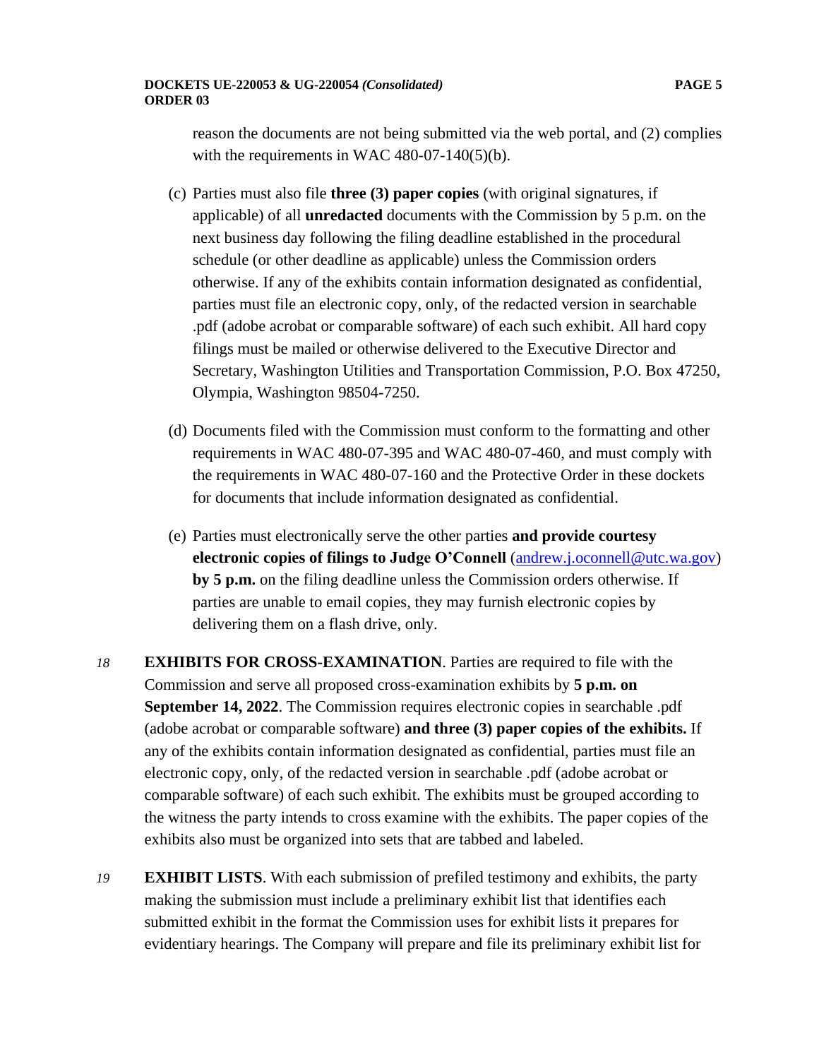reason the documents are not being submitted via the web portal, and (2) complies with the requirements in WAC 480-07-140(5)(b).

(c) Parties must also file **three (3) paper copies** (with original signatures, if applicable) of all **unredacted** documents with the Commission by 5 p.m. on the next business day following the filing deadline established in the procedural schedule (or other deadline as applicable) unless the Commission orders otherwise. If any of the exhibits contain information designated as confidential, parties must file an electronic copy, only, of the redacted version in searchable .pdf (adobe acrobat or comparable software) of each such exhibit. All hard copy filings must be mailed or otherwise delivered to the Executive Director and Secretary, Washington Utilities and Transportation Commission, P.O. Box 47250, Olympia, Washington 98504-7250.

(d) Documents filed with the Commission must conform to the formatting and other requirements in WAC 480-07-395 and WAC 480-07-460, and must comply with the requirements in WAC 480-07-160 and the Protective Order in these dockets for documents that include information designated as confidential.

(e) Parties must electronically serve the other parties **and provide courtesy electronic copies of filings to Judge O'Connell** (andrew.j.oconnell@utc.wa.gov) **by 5 p.m.** on the filing deadline unless the Commission orders otherwise. If parties are unable to email copies, they may furnish electronic copies by delivering them on a flash drive, only.

*18* **EXHIBITS FOR CROSS-EXAMINATION**. Parties are required to file with the Commission and serve all proposed cross-examination exhibits by **5 p.m. on September 14, 2022**. The Commission requires electronic copies in searchable .pdf (adobe acrobat or comparable software) **and three (3) paper copies of the exhibits.** If any of the exhibits contain information designated as confidential, parties must file an electronic copy, only, of the redacted version in searchable .pdf (adobe acrobat or comparable software) of each such exhibit. The exhibits must be grouped according to the witness the party intends to cross examine with the exhibits. The paper copies of the exhibits also must be organized into sets that are tabbed and labeled.

*19* **EXHIBIT LISTS**. With each submission of prefiled testimony and exhibits, the party making the submission must include a preliminary exhibit list that identifies each submitted exhibit in the format the Commission uses for exhibit lists it prepares for evidentiary hearings. The Company will prepare and file its preliminary exhibit list for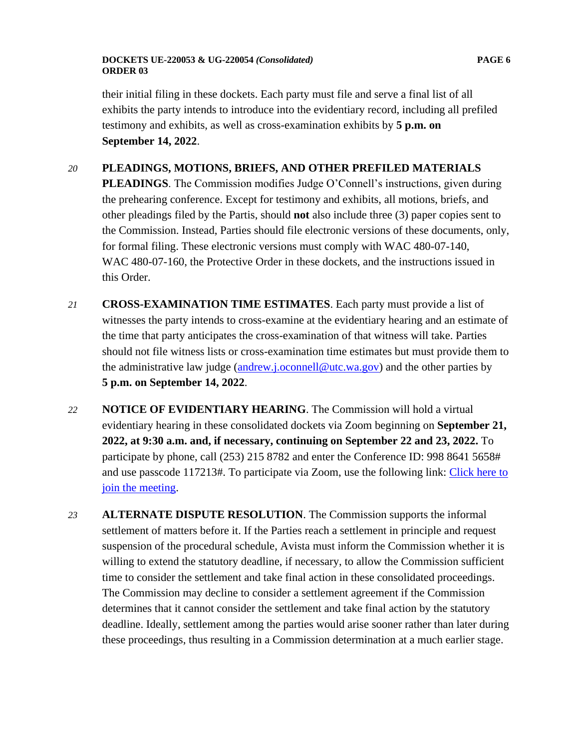their initial filing in these dockets. Each party must file and serve a final list of all exhibits the party intends to introduce into the evidentiary record, including all prefiled testimony and exhibits, as well as cross-examination exhibits by **5 p.m. on September 14, 2022**.

*20* **PLEADINGS, MOTIONS, BRIEFS, AND OTHER PREFILED MATERIALS PLEADINGS**. The Commission modifies Judge O'Connell's instructions, given during the prehearing conference. Except for testimony and exhibits, all motions, briefs, and other pleadings filed by the Partis, should **not** also include three (3) paper copies sent to the Commission. Instead, Parties should file electronic versions of these documents, only, for formal filing. These electronic versions must comply with WAC 480-07-140, WAC 480-07-160, the Protective Order in these dockets, and the instructions issued in this Order.

*21* **CROSS-EXAMINATION TIME ESTIMATES**. Each party must provide a list of witnesses the party intends to cross-examine at the evidentiary hearing and an estimate of the time that party anticipates the cross-examination of that witness will take. Parties should not file witness lists or cross-examination time estimates but must provide them to the administrative law judge (andrew.j.oconnell@utc.wa.gov) and the other parties by **5 p.m. on September 14, 2022**.

*22* **NOTICE OF EVIDENTIARY HEARING**. The Commission will hold a virtual evidentiary hearing in these consolidated dockets via Zoom beginning on **September 21, 2022, at 9:30 a.m. and, if necessary, continuing on September 22 and 23, 2022.** To participate by phone, call (253) 215 8782 and enter the Conference ID: 998 8641 5658# and use passcode 117213#. To participate via Zoom, use the following link: Click here to join the meeting.

*23* **ALTERNATE DISPUTE RESOLUTION**. The Commission supports the informal settlement of matters before it. If the Parties reach a settlement in principle and request suspension of the procedural schedule, Avista must inform the Commission whether it is willing to extend the statutory deadline, if necessary, to allow the Commission sufficient time to consider the settlement and take final action in these consolidated proceedings. The Commission may decline to consider a settlement agreement if the Commission determines that it cannot consider the settlement and take final action by the statutory deadline. Ideally, settlement among the parties would arise sooner rather than later during these proceedings, thus resulting in a Commission determination at a much earlier stage.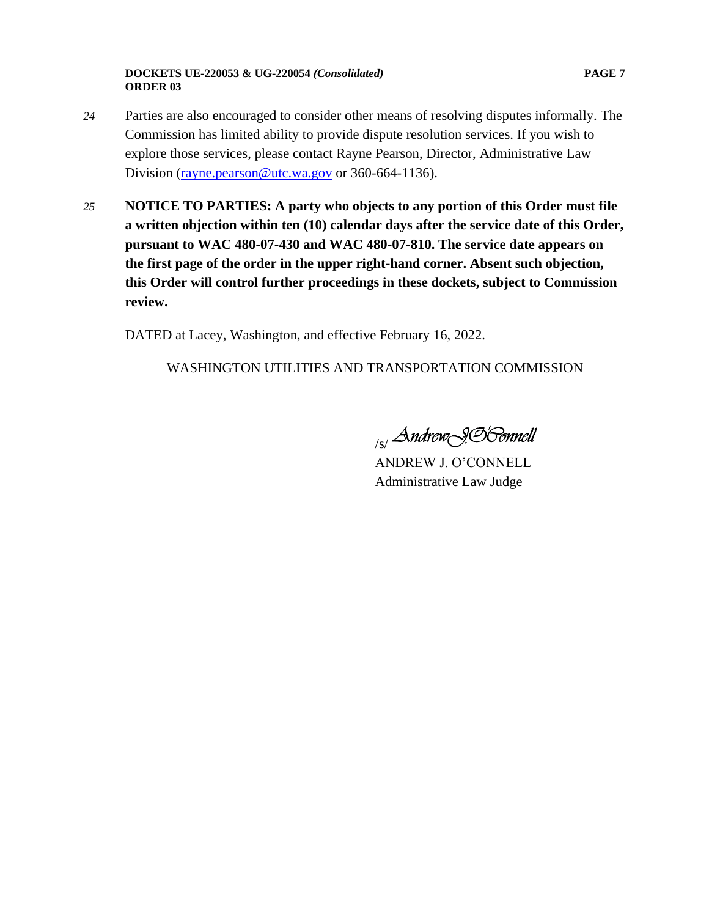24 Parties are also encouraged to consider other means of resolving disputes informally. The Commission has limited ability to provide dispute resolution services. If you wish to explore those services, please contact Rayne Pearson, Director, Administrative Law Division (rayne.pearson@utc.wa.gov or 360-664-1136).

25 **NOTICE TO PARTIES: A party who objects to any portion of this Order must file a written objection within ten (10) calendar days after the service date of this Order, pursuant to WAC 480-07-430 and WAC 480-07-810. The service date appears on the first page of the order in the upper right-hand corner. Absent such objection, this Order will control further proceedings in these dockets, subject to Commission review.**

DATED at Lacey, Washington, and effective February 16, 2022.

WASHINGTON UTILITIES AND TRANSPORTATION COMMISSION

/s/ *Andrew J. O'Connell*

ANDREW J. O'CONNELL
Administrative Law Judge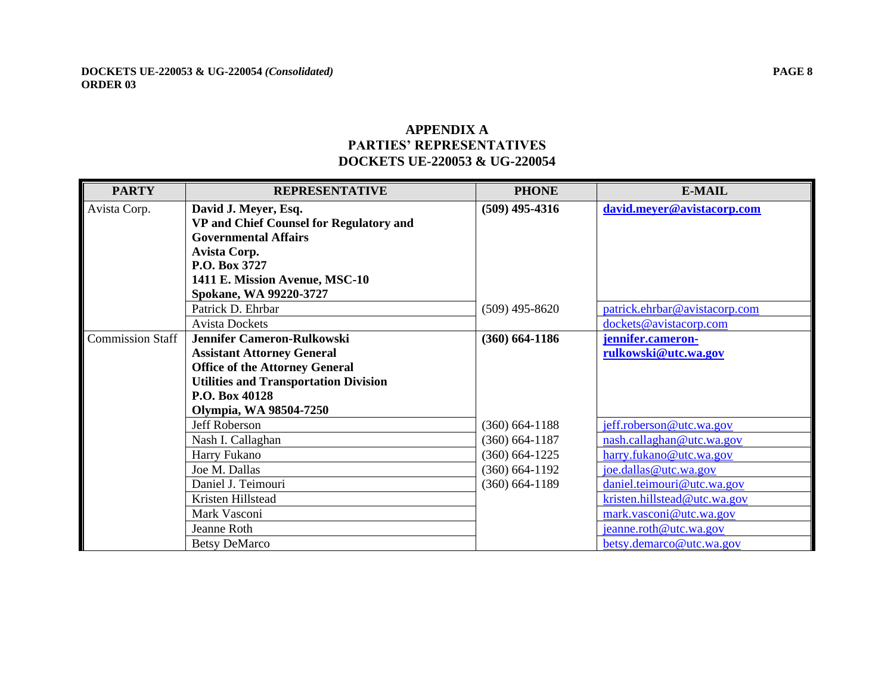# APPENDIX A
## PARTIES' REPRESENTATIVES
## DOCKETS UE-220053 & UG-220054

| PARTY | REPRESENTATIVE | PHONE | E-MAIL |
|---|---|---|---|
| Avista Corp. | **David J. Meyer, Esq.**<br>**VP and Chief Counsel for Regulatory and Governmental Affairs**<br>**Avista Corp.**<br>**P.O. Box 3727**<br>**1411 E. Mission Avenue, MSC-10**<br>**Spokane, WA 99220-3727** | **(509) 495-4316** | **david.meyer@avistacorp.com** |
| | Patrick D. Ehrbar | (509) 495-8620 | patrick.ehrbar@avistacorp.com |
| | Avista Dockets | | dockets@avistacorp.com |
| Commission Staff | **Jennifer Cameron-Rulkowski**<br>**Assistant Attorney General**<br>**Office of the Attorney General**<br>**Utilities and Transportation Division**<br>**P.O. Box 40128**<br>**Olympia, WA 98504-7250** | **(360) 664-1186** | **jennifer.cameron-rulkowski@utc.wa.gov** |
| | Jeff Roberson | (360) 664-1188 | jeff.roberson@utc.wa.gov |
| | Nash I. Callaghan | (360) 664-1187 | nash.callaghan@utc.wa.gov |
| | Harry Fukano | (360) 664-1225 | harry.fukano@utc.wa.gov |
| | Joe M. Dallas | (360) 664-1192 | joe.dallas@utc.wa.gov |
| | Daniel J. Teimouri | (360) 664-1189 | daniel.teimouri@utc.wa.gov |
| | Kristen Hillstead | | kristen.hillstead@utc.wa.gov |
| | Mark Vasconi | | mark.vasconi@utc.wa.gov |
| | Jeanne Roth | | jeanne.roth@utc.wa.gov |
| | Betsy DeMarco | | betsy.demarco@utc.wa.gov |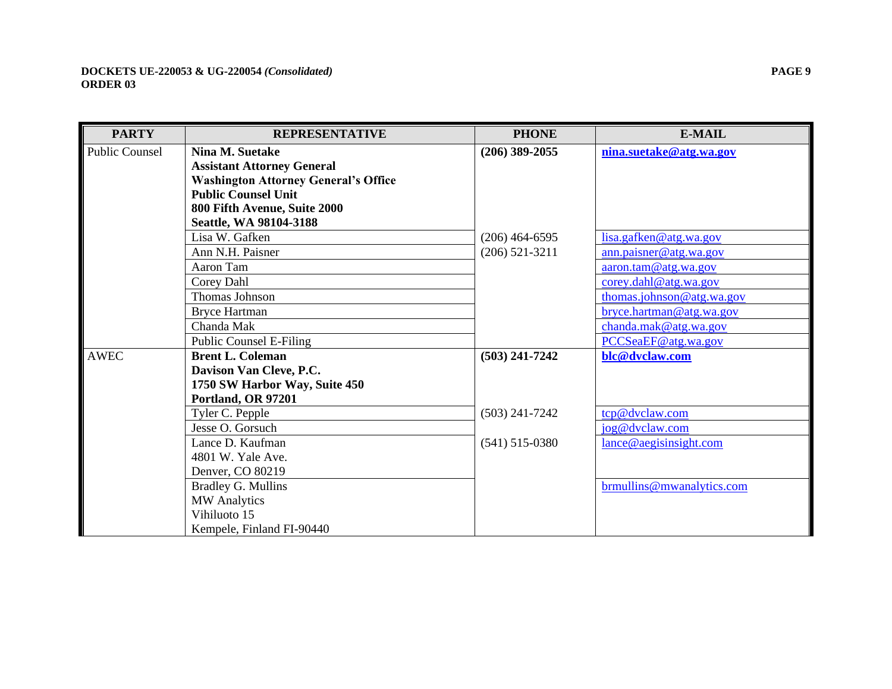| PARTY | REPRESENTATIVE | PHONE | E-MAIL |
|---|---|---|---|
| Public Counsel | **Nina M. Suetake**<br>**Assistant Attorney General**<br>**Washington Attorney General's Office**<br>**Public Counsel Unit**<br>**800 Fifth Avenue, Suite 2000**<br>**Seattle, WA 98104-3188** | **(206) 389-2055** | **nina.suetake@atg.wa.gov** |
| | Lisa W. Gafken | (206) 464-6595 | lisa.gafken@atg.wa.gov |
| | Ann N.H. Paisner | (206) 521-3211 | ann.paisner@atg.wa.gov |
| | Aaron Tam | | aaron.tam@atg.wa.gov |
| | Corey Dahl | | corey.dahl@atg.wa.gov |
| | Thomas Johnson | | thomas.johnson@atg.wa.gov |
| | Bryce Hartman | | bryce.hartman@atg.wa.gov |
| | Chanda Mak | | chanda.mak@atg.wa.gov |
| | Public Counsel E-Filing | | PCCSeaEF@atg.wa.gov |
| AWEC | **Brent L. Coleman**<br>**Davison Van Cleve, P.C.**<br>**1750 SW Harbor Way, Suite 450**<br>**Portland, OR 97201** | **(503) 241-7242** | **blc@dvclaw.com** |
| | Tyler C. Pepple | (503) 241-7242 | tcp@dvclaw.com |
| | Jesse O. Gorsuch | | jog@dvclaw.com |
| | Lance D. Kaufman<br>4801 W. Yale Ave.<br>Denver, CO 80219 | (541) 515-0380 | lance@aegisinsight.com |
| | Bradley G. Mullins<br>MW Analytics<br>Vihiluoto 15<br>Kempele, Finland FI-90440 | | brmullins@mwanalytics.com |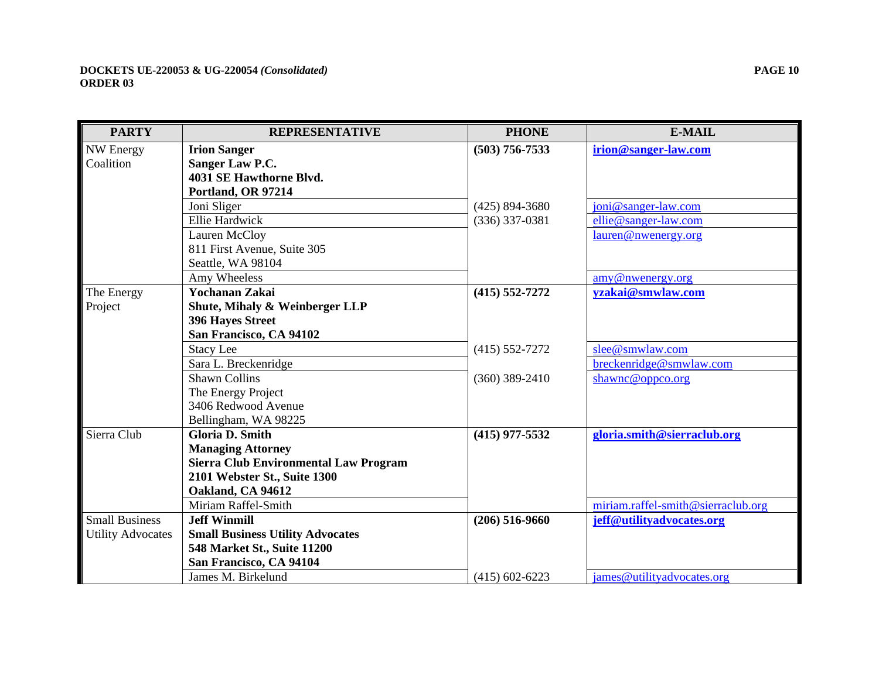| PARTY | REPRESENTATIVE | PHONE | E-MAIL |
|---|---|---|---|
| NW Energy Coalition | **Irion Sanger**<br>**Sanger Law P.C.**<br>**4031 SE Hawthorne Blvd.**<br>**Portland, OR 97214** | **(503) 756-7533** | **irion@sanger-law.com** |
| | Joni Sliger | (425) 894-3680 | joni@sanger-law.com |
| | Ellie Hardwick | (336) 337-0381 | ellie@sanger-law.com |
| | Lauren McCloy<br>811 First Avenue, Suite 305<br>Seattle, WA 98104 | | lauren@nwenergy.org |
| | Amy Wheeless | | amy@nwenergy.org |
| The Energy Project | **Yochanan Zakai**<br>**Shute, Mihaly & Weinberger LLP**<br>**396 Hayes Street**<br>**San Francisco, CA 94102** | **(415) 552-7272** | **yzakai@smwlaw.com** |
| | Stacy Lee | (415) 552-7272 | slee@smwlaw.com |
| | Sara L. Breckenridge | | breckenridge@smwlaw.com |
| | Shawn Collins<br>The Energy Project<br>3406 Redwood Avenue<br>Bellingham, WA 98225 | (360) 389-2410 | shawnc@oppco.org |
| Sierra Club | **Gloria D. Smith**<br>**Managing Attorney**<br>**Sierra Club Environmental Law Program**<br>**2101 Webster St., Suite 1300**<br>**Oakland, CA 94612** | **(415) 977-5532** | **gloria.smith@sierraclub.org** |
| | Miriam Raffel-Smith | | miriam.raffel-smith@sierraclub.org |
| Small Business Utility Advocates | **Jeff Winmill**<br>**Small Business Utility Advocates**<br>**548 Market St., Suite 11200**<br>**San Francisco, CA 94104** | **(206) 516-9660** | **jeff@utilityadvocates.org** |
| | James M. Birkelund | (415) 602-6223 | james@utilityadvocates.org |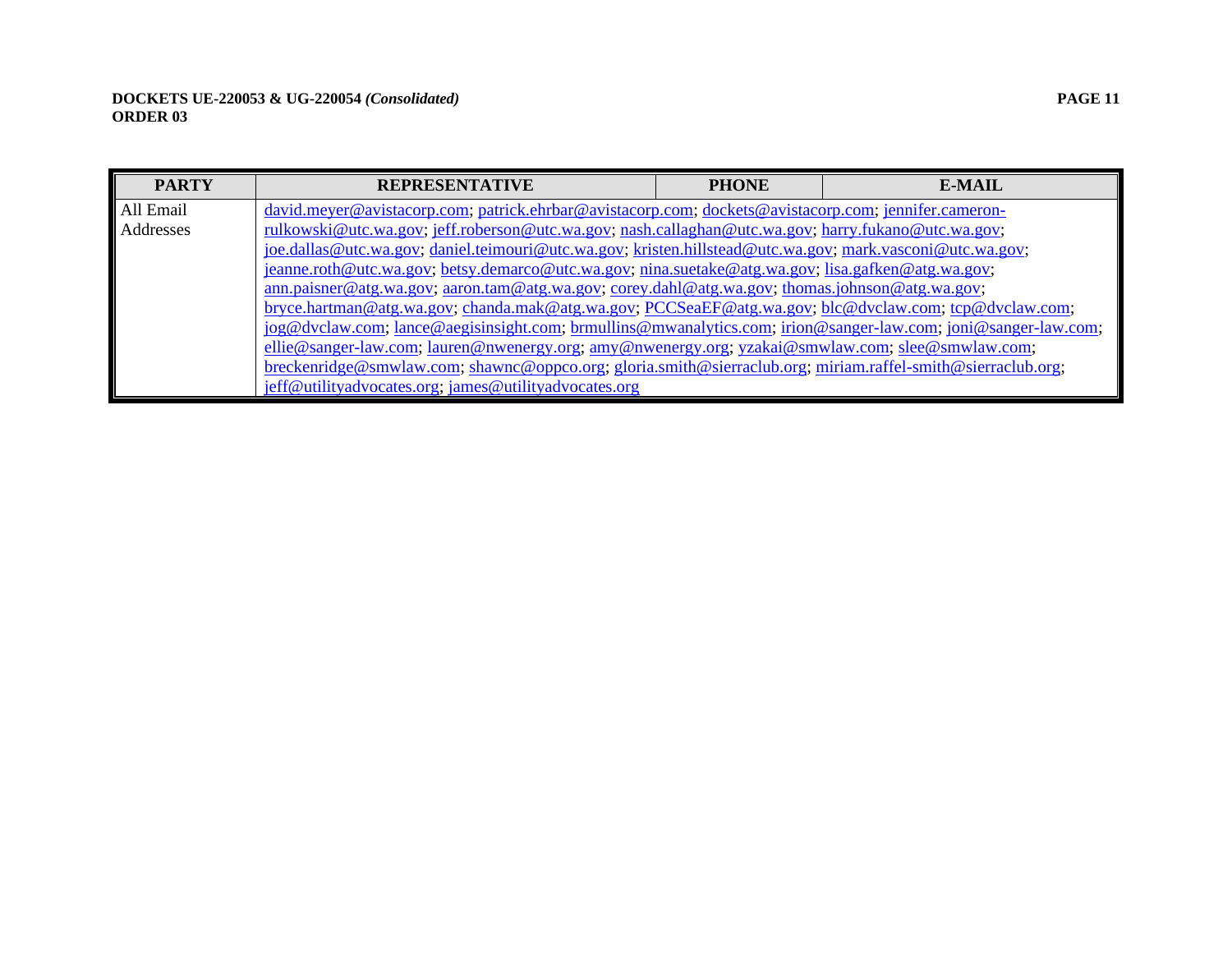| PARTY | REPRESENTATIVE | PHONE | E-MAIL |
|---|---|---|---|
| All Email Addresses | david.meyer@avistacorp.com; patrick.ehrbar@avistacorp.com; dockets@avistacorp.com; jennifer.cameron-rulkowski@utc.wa.gov; jeff.roberson@utc.wa.gov; nash.callaghan@utc.wa.gov; harry.fukano@utc.wa.gov; joe.dallas@utc.wa.gov; daniel.teimouri@utc.wa.gov; kristen.hillstead@utc.wa.gov; mark.vasconi@utc.wa.gov; jeanne.roth@utc.wa.gov; betsy.demarco@utc.wa.gov; nina.suetake@atg.wa.gov; lisa.gafken@atg.wa.gov; ann.paisner@atg.wa.gov; aaron.tam@atg.wa.gov; corey.dahl@atg.wa.gov; thomas.johnson@atg.wa.gov; bryce.hartman@atg.wa.gov; chanda.mak@atg.wa.gov; PCCSeaEF@atg.wa.gov; blc@dvclaw.com; tcp@dvclaw.com; jog@dvclaw.com; lance@aegisinsight.com; brmullins@mwanalytics.com; irion@sanger-law.com; joni@sanger-law.com; ellie@sanger-law.com; lauren@nwenergy.org; amy@nwenergy.org; yzakai@smwlaw.com; slee@smwlaw.com; breckenridge@smwlaw.com; shawnc@oppco.org; gloria.smith@sierraclub.org; miriam.raffel-smith@sierraclub.org; jeff@utilityadvocates.org; james@utilityadvocates.org | | |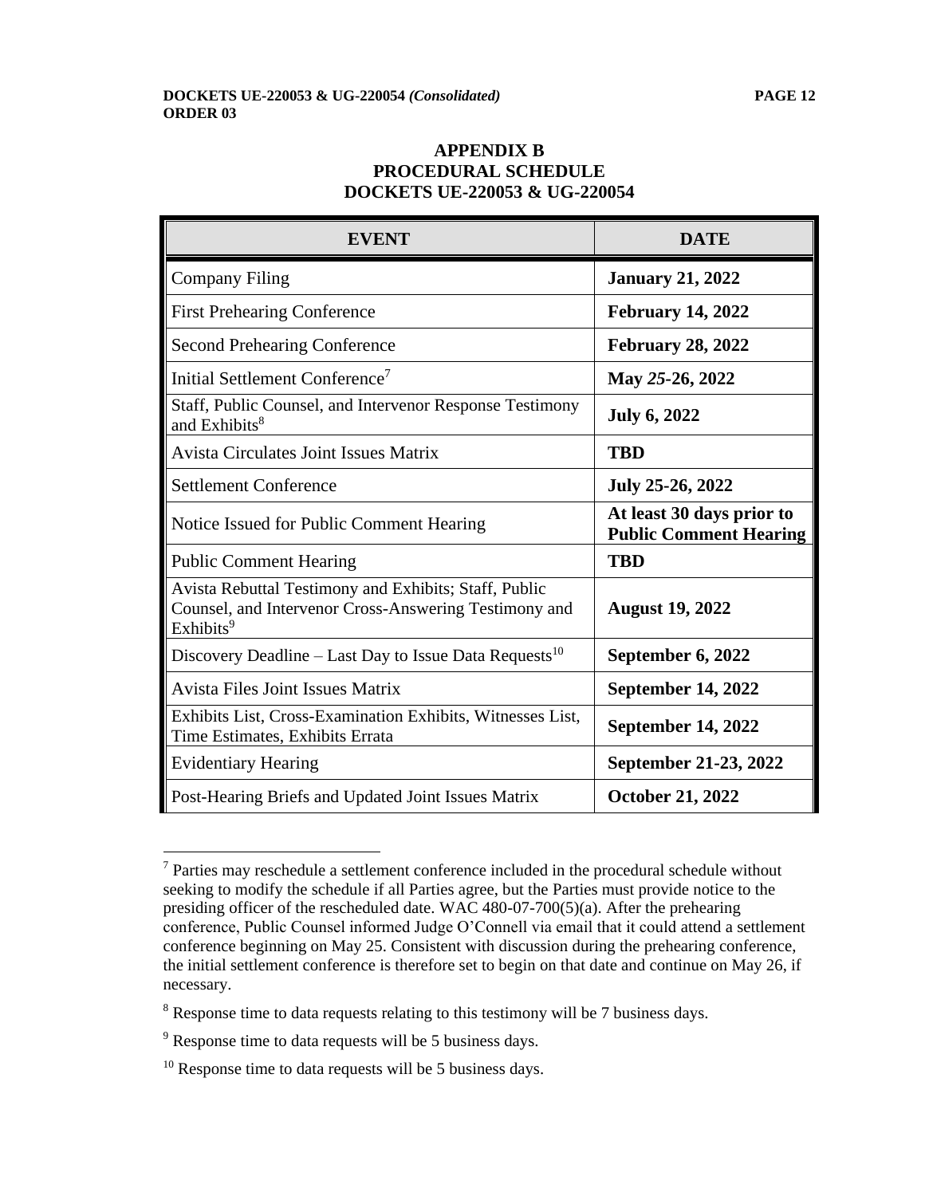**APPENDIX B**
**PROCEDURAL SCHEDULE**
**DOCKETS UE-220053 & UG-220054**

| EVENT | DATE |
|---|---|
| Company Filing | **January 21, 2022** |
| First Prehearing Conference | **February 14, 2022** |
| Second Prehearing Conference | **February 28, 2022** |
| Initial Settlement Conference[7] | **May *25*-26, 2022** |
| Staff, Public Counsel, and Intervenor Response Testimony and Exhibits[8] | **July 6, 2022** |
| Avista Circulates Joint Issues Matrix | **TBD** |
| Settlement Conference | **July 25-26, 2022** |
| Notice Issued for Public Comment Hearing | **At least 30 days prior to Public Comment Hearing** |
| Public Comment Hearing | **TBD** |
| Avista Rebuttal Testimony and Exhibits; Staff, Public Counsel, and Intervenor Cross-Answering Testimony and Exhibits[9] | **August 19, 2022** |
| Discovery Deadline – Last Day to Issue Data Requests[10] | **September 6, 2022** |
| Avista Files Joint Issues Matrix | **September 14, 2022** |
| Exhibits List, Cross-Examination Exhibits, Witnesses List, Time Estimates, Exhibits Errata | **September 14, 2022** |
| Evidentiary Hearing | **September 21-23, 2022** |
| Post-Hearing Briefs and Updated Joint Issues Matrix | **October 21, 2022** |

[7] Parties may reschedule a settlement conference included in the procedural schedule without seeking to modify the schedule if all Parties agree, but the Parties must provide notice to the presiding officer of the rescheduled date. WAC 480-07-700(5)(a). After the prehearing conference, Public Counsel informed Judge O'Connell via email that it could attend a settlement conference beginning on May 25. Consistent with discussion during the prehearing conference, the initial settlement conference is therefore set to begin on that date and continue on May 26, if necessary.

[8] Response time to data requests relating to this testimony will be 7 business days.

[9] Response time to data requests will be 5 business days.

[10] Response time to data requests will be 5 business days.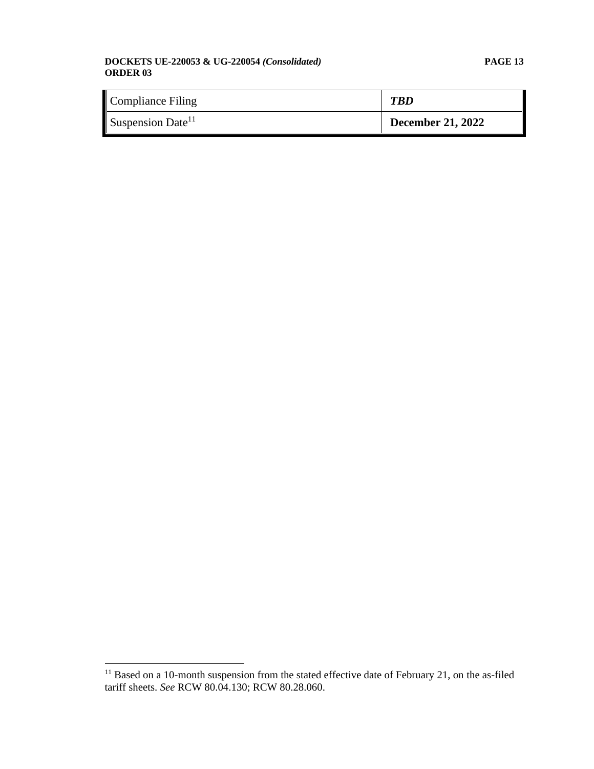| | |
|---|---|
| Compliance Filing | ***TBD*** |
| Suspension Date[11] | **December 21, 2022** |

[11] Based on a 10-month suspension from the stated effective date of February 21, on the as-filed tariff sheets. *See* RCW 80.04.130; RCW 80.28.060.